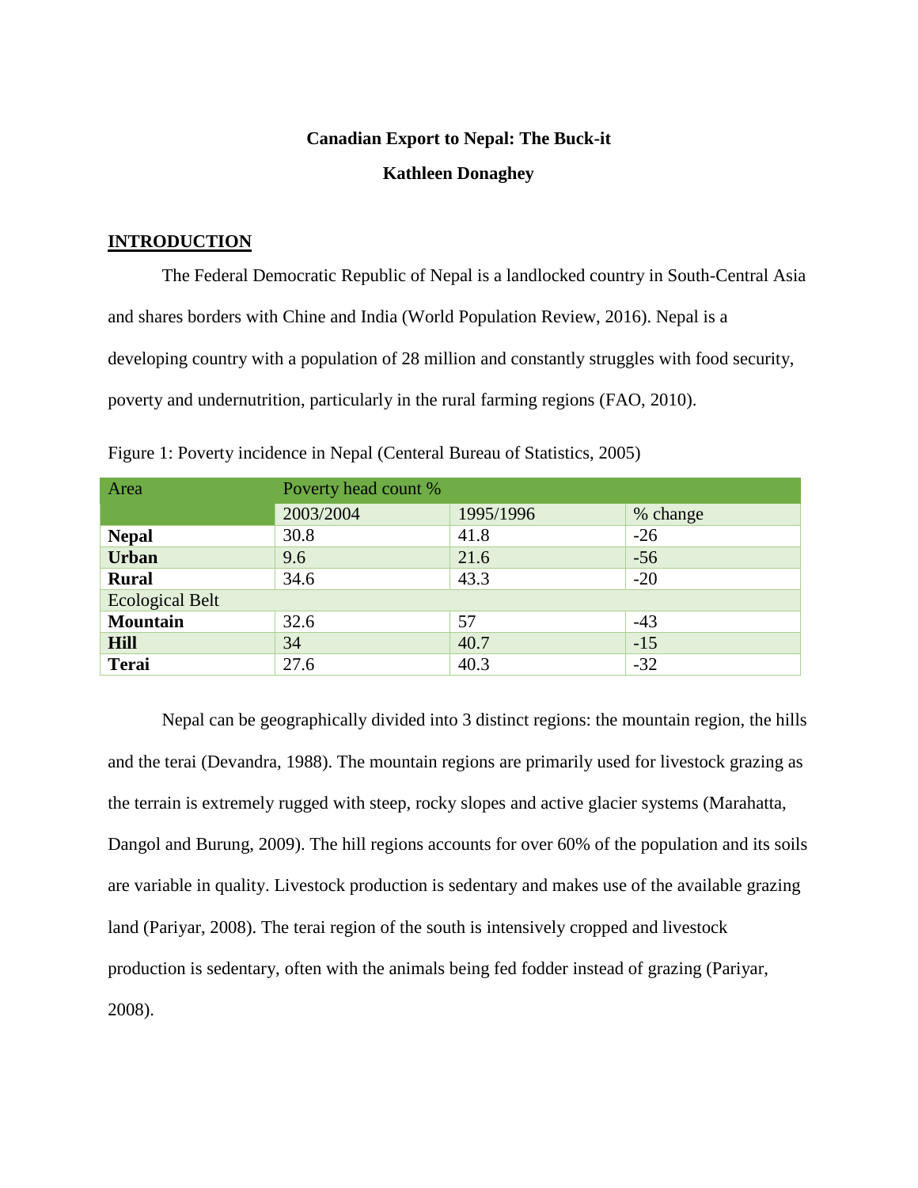**Canadian Export to Nepal: The Buck-it**

**Kathleen Donaghey**

## INTRODUCTION

The Federal Democratic Republic of Nepal is a landlocked country in South-Central Asia and shares borders with Chine and India (World Population Review, 2016). Nepal is a developing country with a population of 28 million and constantly struggles with food security, poverty and undernutrition, particularly in the rural farming regions (FAO, 2010).

Figure 1: Poverty incidence in Nepal (Centeral Bureau of Statistics, 2005)

| Area | Poverty head count % | | |
|---|---|---|---|
| | 2003/2004 | 1995/1996 | % change |
| **Nepal** | 30.8 | 41.8 | -26 |
| **Urban** | 9.6 | 21.6 | -56 |
| **Rural** | 34.6 | 43.3 | -20 |
| Ecological Belt | | | |
| **Mountain** | 32.6 | 57 | -43 |
| **Hill** | 34 | 40.7 | -15 |
| **Terai** | 27.6 | 40.3 | -32 |

Nepal can be geographically divided into 3 distinct regions: the mountain region, the hills and the terai (Devandra, 1988). The mountain regions are primarily used for livestock grazing as the terrain is extremely rugged with steep, rocky slopes and active glacier systems (Marahatta, Dangol and Burung, 2009). The hill regions accounts for over 60% of the population and its soils are variable in quality. Livestock production is sedentary and makes use of the available grazing land (Pariyar, 2008). The terai region of the south is intensively cropped and livestock production is sedentary, often with the animals being fed fodder instead of grazing (Pariyar, 2008).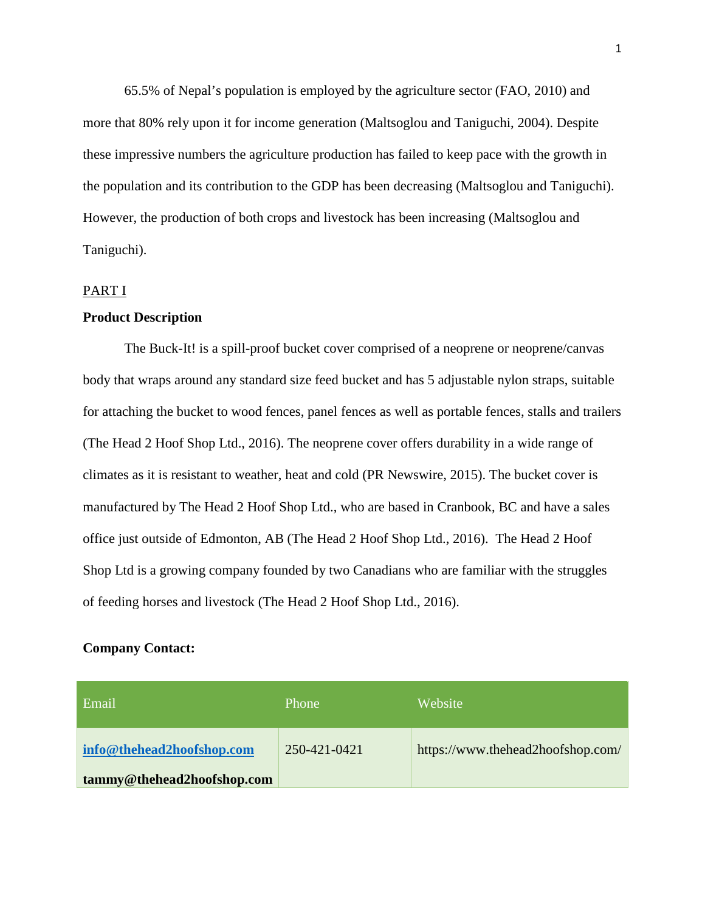65.5% of Nepal's population is employed by the agriculture sector (FAO, 2010) and more that 80% rely upon it for income generation (Maltsoglou and Taniguchi, 2004). Despite these impressive numbers the agriculture production has failed to keep pace with the growth in the population and its contribution to the GDP has been decreasing (Maltsoglou and Taniguchi). However, the production of both crops and livestock has been increasing (Maltsoglou and Taniguchi).

PART I

**Product Description**

The Buck-It! is a spill-proof bucket cover comprised of a neoprene or neoprene/canvas body that wraps around any standard size feed bucket and has 5 adjustable nylon straps, suitable for attaching the bucket to wood fences, panel fences as well as portable fences, stalls and trailers (The Head 2 Hoof Shop Ltd., 2016). The neoprene cover offers durability in a wide range of climates as it is resistant to weather, heat and cold (PR Newswire, 2015). The bucket cover is manufactured by The Head 2 Hoof Shop Ltd., who are based in Cranbook, BC and have a sales office just outside of Edmonton, AB (The Head 2 Hoof Shop Ltd., 2016). The Head 2 Hoof Shop Ltd is a growing company founded by two Canadians who are familiar with the struggles of feeding horses and livestock (The Head 2 Hoof Shop Ltd., 2016).

**Company Contact:**

| Email | Phone | Website |
|---|---|---|
| info@thehead2hoofshop.com<br>**tammy@thehead2hoofshop.com** | 250-421-0421 | https://www.thehead2hoofshop.com/ |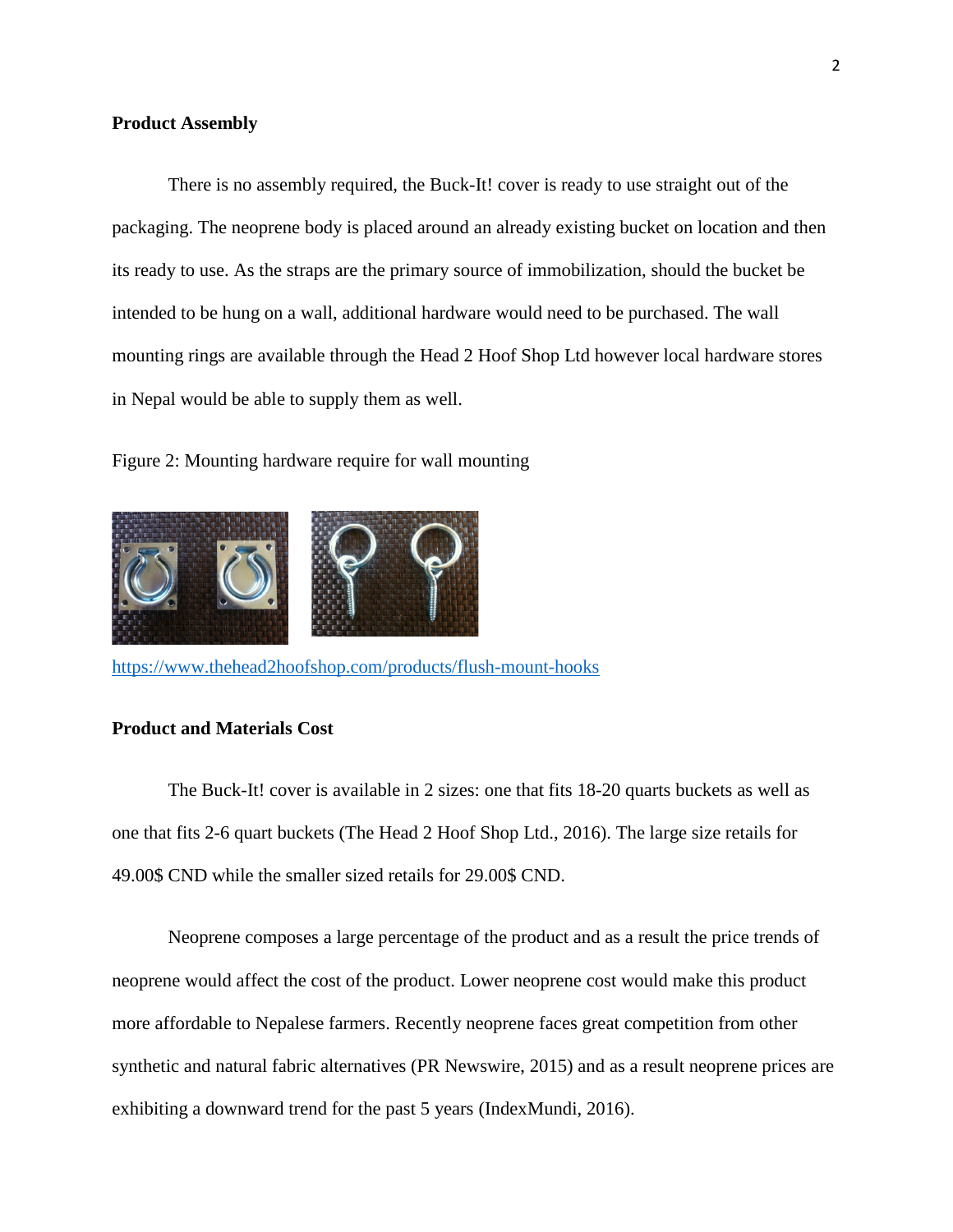**Product Assembly**

There is no assembly required, the Buck-It! cover is ready to use straight out of the packaging. The neoprene body is placed around an already existing bucket on location and then its ready to use. As the straps are the primary source of immobilization, should the bucket be intended to be hung on a wall, additional hardware would need to be purchased. The wall mounting rings are available through the Head 2 Hoof Shop Ltd however local hardware stores in Nepal would be able to supply them as well.

Figure 2: Mounting hardware require for wall mounting

https://www.thehead2hoofshop.com/products/flush-mount-hooks

**Product and Materials Cost**

The Buck-It! cover is available in 2 sizes: one that fits 18-20 quarts buckets as well as one that fits 2-6 quart buckets (The Head 2 Hoof Shop Ltd., 2016). The large size retails for 49.00$ CND while the smaller sized retails for 29.00$ CND.

Neoprene composes a large percentage of the product and as a result the price trends of neoprene would affect the cost of the product. Lower neoprene cost would make this product more affordable to Nepalese farmers. Recently neoprene faces great competition from other synthetic and natural fabric alternatives (PR Newswire, 2015) and as a result neoprene prices are exhibiting a downward trend for the past 5 years (IndexMundi, 2016).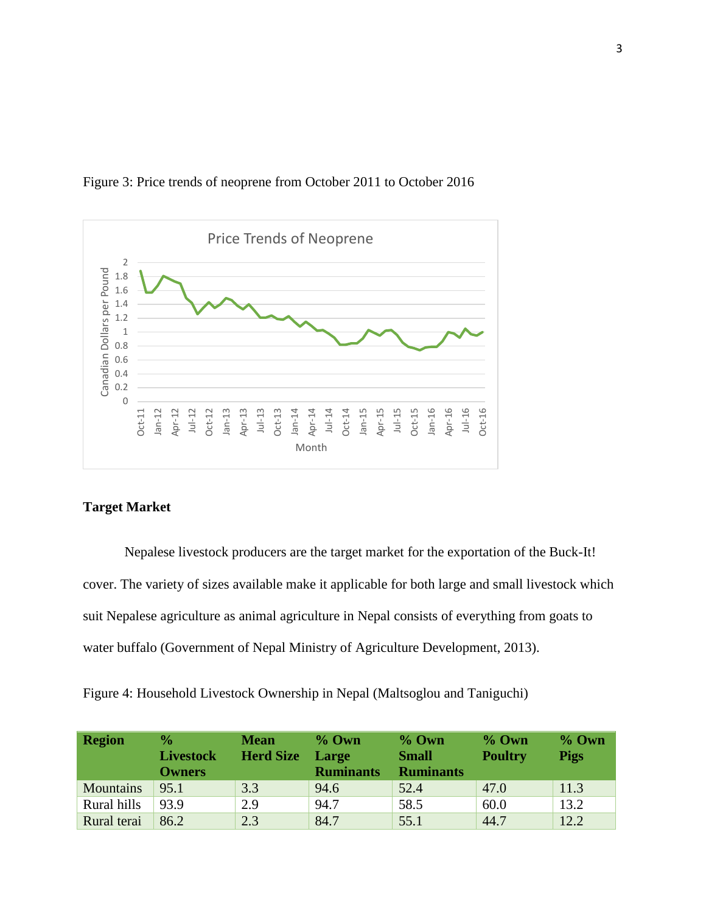Figure 3: Price trends of neoprene from October 2011 to October 2016

## Target Market

Nepalese livestock producers are the target market for the exportation of the Buck-It! cover. The variety of sizes available make it applicable for both large and small livestock which suit Nepalese agriculture as animal agriculture in Nepal consists of everything from goats to water buffalo (Government of Nepal Ministry of Agriculture Development, 2013).

Figure 4: Household Livestock Ownership in Nepal (Maltsoglou and Taniguchi)

| Region | % Livestock Owners | Mean Herd Size | % Own Large Ruminants | % Own Small Ruminants | % Own Poultry | % Own Pigs |
|---|---|---|---|---|---|---|
| Mountains | 95.1 | 3.3 | 94.6 | 52.4 | 47.0 | 11.3 |
| Rural hills | 93.9 | 2.9 | 94.7 | 58.5 | 60.0 | 13.2 |
| Rural terai | 86.2 | 2.3 | 84.7 | 55.1 | 44.7 | 12.2 |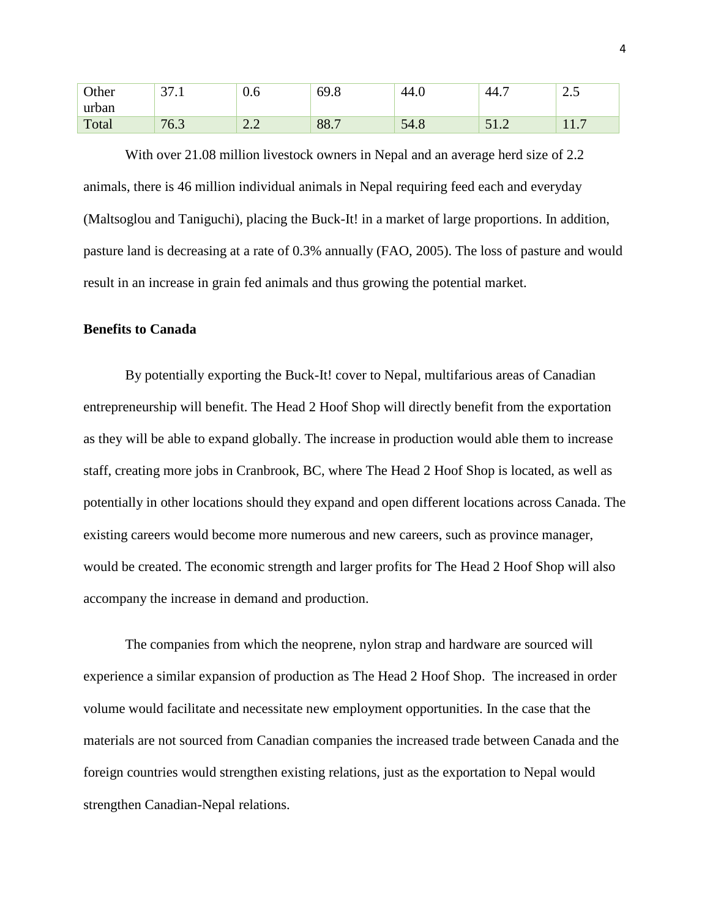| Other urban | 37.1 | 0.6 | 69.8 | 44.0 | 44.7 | 2.5 |
| --- | --- | --- | --- | --- | --- | --- |
| Total | 76.3 | 2.2 | 88.7 | 54.8 | 51.2 | 11.7 |

With over 21.08 million livestock owners in Nepal and an average herd size of 2.2 animals, there is 46 million individual animals in Nepal requiring feed each and everyday (Maltsoglou and Taniguchi), placing the Buck-It! in a market of large proportions. In addition, pasture land is decreasing at a rate of 0.3% annually (FAO, 2005). The loss of pasture and would result in an increase in grain fed animals and thus growing the potential market.

**Benefits to Canada**

By potentially exporting the Buck-It! cover to Nepal, multifarious areas of Canadian entrepreneurship will benefit. The Head 2 Hoof Shop will directly benefit from the exportation as they will be able to expand globally. The increase in production would able them to increase staff, creating more jobs in Cranbrook, BC, where The Head 2 Hoof Shop is located, as well as potentially in other locations should they expand and open different locations across Canada. The existing careers would become more numerous and new careers, such as province manager, would be created. The economic strength and larger profits for The Head 2 Hoof Shop will also accompany the increase in demand and production.

The companies from which the neoprene, nylon strap and hardware are sourced will experience a similar expansion of production as The Head 2 Hoof Shop. The increased in order volume would facilitate and necessitate new employment opportunities. In the case that the materials are not sourced from Canadian companies the increased trade between Canada and the foreign countries would strengthen existing relations, just as the exportation to Nepal would strengthen Canadian-Nepal relations.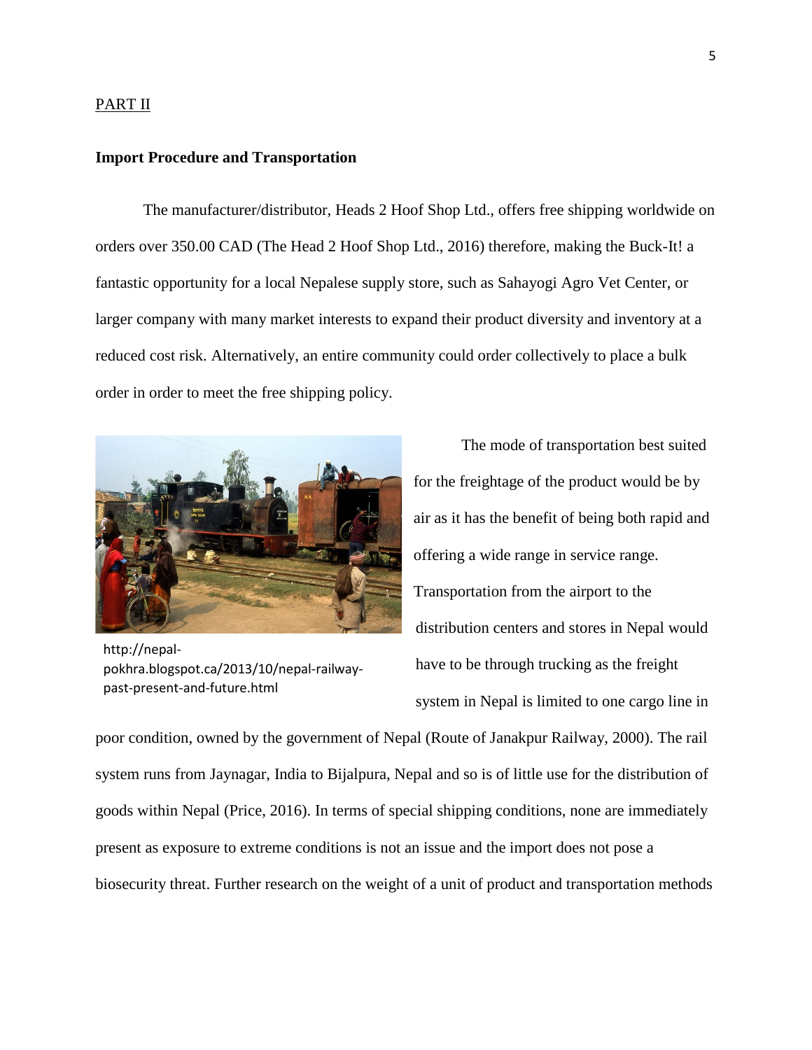PART II

**Import Procedure and Transportation**

The manufacturer/distributor, Heads 2 Hoof Shop Ltd., offers free shipping worldwide on orders over 350.00 CAD (The Head 2 Hoof Shop Ltd., 2016) therefore, making the Buck-It! a fantastic opportunity for a local Nepalese supply store, such as Sahayogi Agro Vet Center, or larger company with many market interests to expand their product diversity and inventory at a reduced cost risk. Alternatively, an entire community could order collectively to place a bulk order in order to meet the free shipping policy.

http://nepal-pokhra.blogspot.ca/2013/10/nepal-railway-past-present-and-future.html

The mode of transportation best suited for the freightage of the product would be by air as it has the benefit of being both rapid and offering a wide range in service range. Transportation from the airport to the distribution centers and stores in Nepal would have to be through trucking as the freight system in Nepal is limited to one cargo line in poor condition, owned by the government of Nepal (Route of Janakpur Railway, 2000). The rail system runs from Jaynagar, India to Bijalpura, Nepal and so is of little use for the distribution of goods within Nepal (Price, 2016). In terms of special shipping conditions, none are immediately present as exposure to extreme conditions is not an issue and the import does not pose a biosecurity threat. Further research on the weight of a unit of product and transportation methods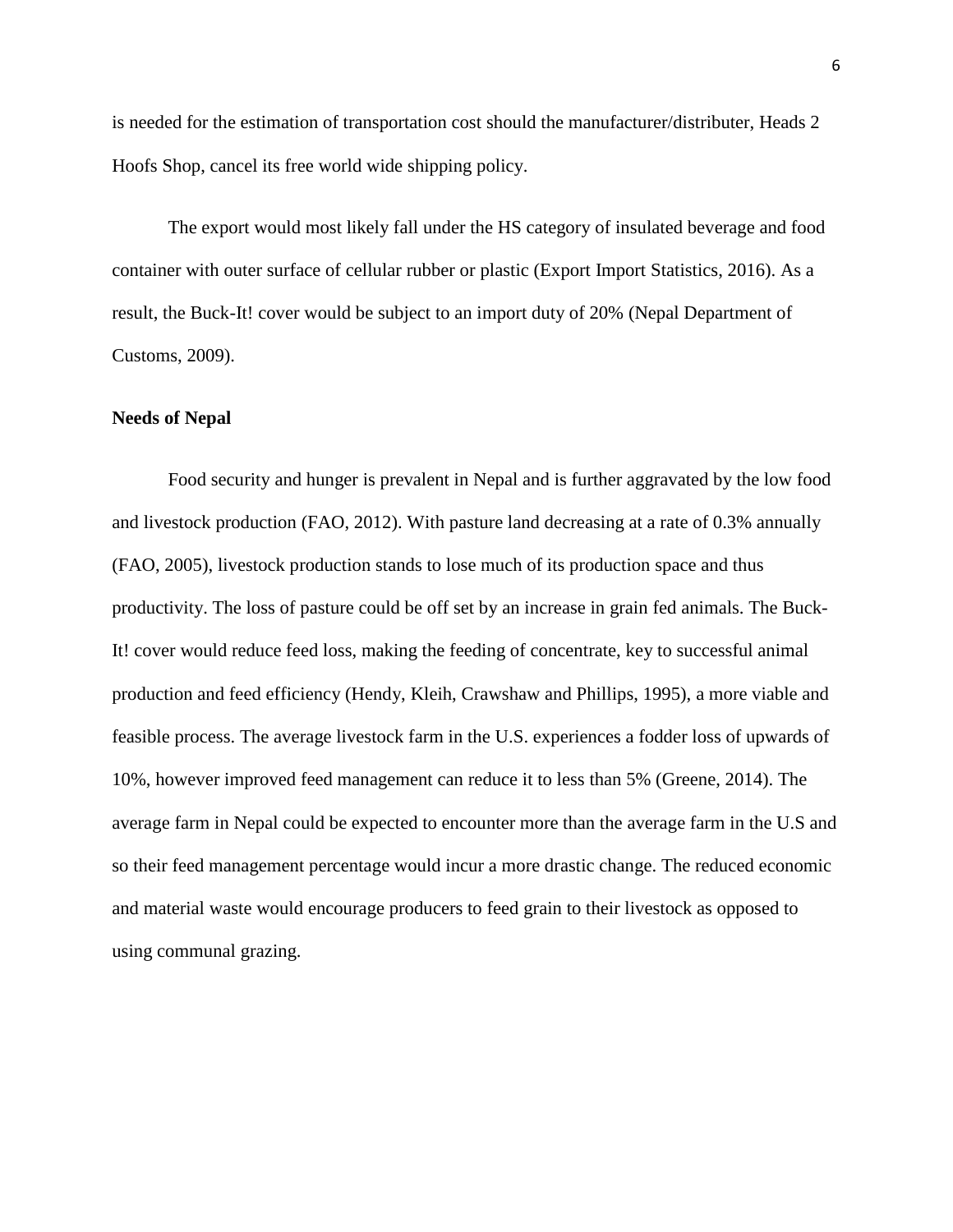is needed for the estimation of transportation cost should the manufacturer/distributer, Heads 2 Hoofs Shop, cancel its free world wide shipping policy.

The export would most likely fall under the HS category of insulated beverage and food container with outer surface of cellular rubber or plastic (Export Import Statistics, 2016). As a result, the Buck-It! cover would be subject to an import duty of 20% (Nepal Department of Customs, 2009).

**Needs of Nepal**

Food security and hunger is prevalent in Nepal and is further aggravated by the low food and livestock production (FAO, 2012). With pasture land decreasing at a rate of 0.3% annually (FAO, 2005), livestock production stands to lose much of its production space and thus productivity. The loss of pasture could be off set by an increase in grain fed animals. The Buck-It! cover would reduce feed loss, making the feeding of concentrate, key to successful animal production and feed efficiency (Hendy, Kleih, Crawshaw and Phillips, 1995), a more viable and feasible process. The average livestock farm in the U.S. experiences a fodder loss of upwards of 10%, however improved feed management can reduce it to less than 5% (Greene, 2014). The average farm in Nepal could be expected to encounter more than the average farm in the U.S and so their feed management percentage would incur a more drastic change. The reduced economic and material waste would encourage producers to feed grain to their livestock as opposed to using communal grazing.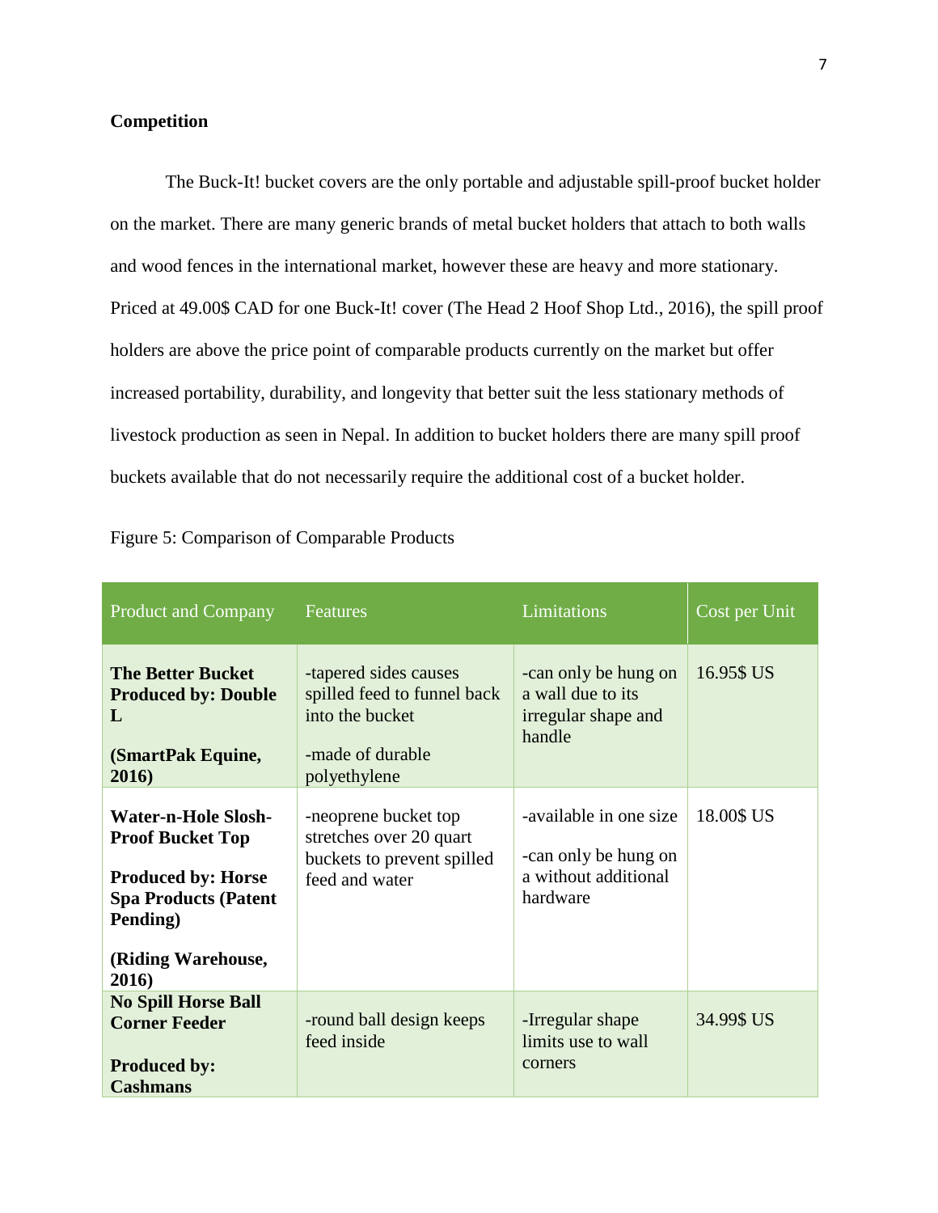**Competition**

The Buck-It! bucket covers are the only portable and adjustable spill-proof bucket holder on the market. There are many generic brands of metal bucket holders that attach to both walls and wood fences in the international market, however these are heavy and more stationary. Priced at 49.00$ CAD for one Buck-It! cover (The Head 2 Hoof Shop Ltd., 2016), the spill proof holders are above the price point of comparable products currently on the market but offer increased portability, durability, and longevity that better suit the less stationary methods of livestock production as seen in Nepal. In addition to bucket holders there are many spill proof buckets available that do not necessarily require the additional cost of a bucket holder.

Figure 5: Comparison of Comparable Products

| Product and Company | Features | Limitations | Cost per Unit |
|---|---|---|---|
| **The Better Bucket Produced by: Double L** <br> **(SmartPak Equine, 2016)** | -tapered sides causes spilled feed to funnel back into the bucket <br> -made of durable polyethylene | -can only be hung on a wall due to its irregular shape and handle | 16.95$ US |
| **Water-n-Hole Slosh-Proof Bucket Top** <br> **Produced by: Horse Spa Products (Patent Pending)** <br> **(Riding Warehouse, 2016)** | -neoprene bucket top stretches over 20 quart buckets to prevent spilled feed and water | -available in one size <br> -can only be hung on a without additional hardware | 18.00$ US |
| **No Spill Horse Ball Corner Feeder** <br> **Produced by: Cashmans** | -round ball design keeps feed inside | -Irregular shape limits use to wall corners | 34.99$ US |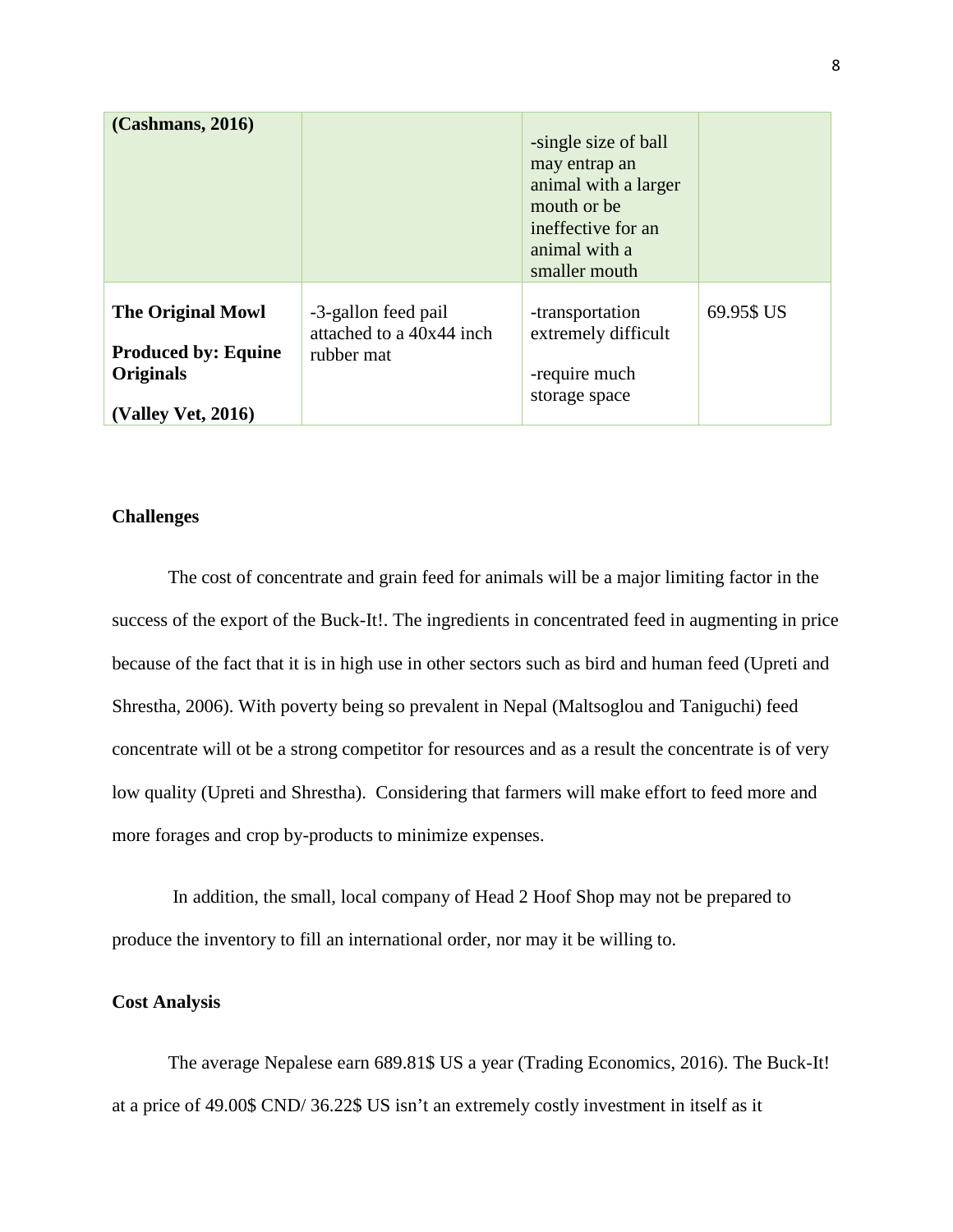| (Cashmans, 2016) | | -single size of ball may entrap an animal with a larger mouth or be ineffective for an animal with a smaller mouth | |
|---|---|---|---|
| **The Original Mowl**<br><br>**Produced by: Equine Originals**<br><br>**(Valley Vet, 2016)** | -3-gallon feed pail attached to a 40x44 inch rubber mat | -transportation extremely difficult<br><br>-require much storage space | 69.95$ US |

**Challenges**

The cost of concentrate and grain feed for animals will be a major limiting factor in the success of the export of the Buck-It!. The ingredients in concentrated feed in augmenting in price because of the fact that it is in high use in other sectors such as bird and human feed (Upreti and Shrestha, 2006). With poverty being so prevalent in Nepal (Maltsoglou and Taniguchi) feed concentrate will ot be a strong competitor for resources and as a result the concentrate is of very low quality (Upreti and Shrestha). Considering that farmers will make effort to feed more and more forages and crop by-products to minimize expenses.

In addition, the small, local company of Head 2 Hoof Shop may not be prepared to produce the inventory to fill an international order, nor may it be willing to.

**Cost Analysis**

The average Nepalese earn 689.81$ US a year (Trading Economics, 2016). The Buck-It! at a price of 49.00$ CND/ 36.22$ US isn't an extremely costly investment in itself as it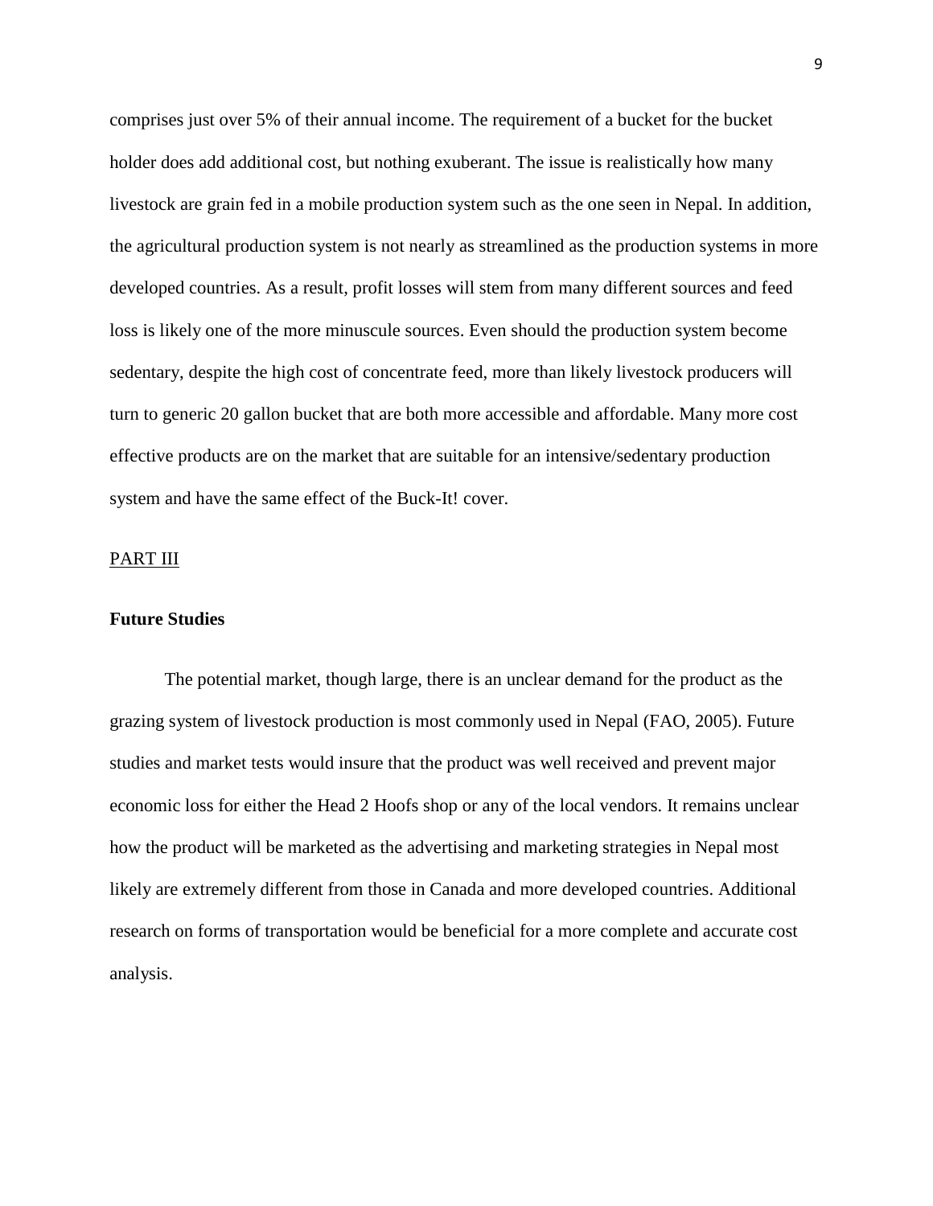comprises just over 5% of their annual income. The requirement of a bucket for the bucket holder does add additional cost, but nothing exuberant. The issue is realistically how many livestock are grain fed in a mobile production system such as the one seen in Nepal. In addition, the agricultural production system is not nearly as streamlined as the production systems in more developed countries. As a result, profit losses will stem from many different sources and feed loss is likely one of the more minuscule sources. Even should the production system become sedentary, despite the high cost of concentrate feed, more than likely livestock producers will turn to generic 20 gallon bucket that are both more accessible and affordable. Many more cost effective products are on the market that are suitable for an intensive/sedentary production system and have the same effect of the Buck-It! cover.

PART III

**Future Studies**

The potential market, though large, there is an unclear demand for the product as the grazing system of livestock production is most commonly used in Nepal (FAO, 2005). Future studies and market tests would insure that the product was well received and prevent major economic loss for either the Head 2 Hoofs shop or any of the local vendors. It remains unclear how the product will be marketed as the advertising and marketing strategies in Nepal most likely are extremely different from those in Canada and more developed countries. Additional research on forms of transportation would be beneficial for a more complete and accurate cost analysis.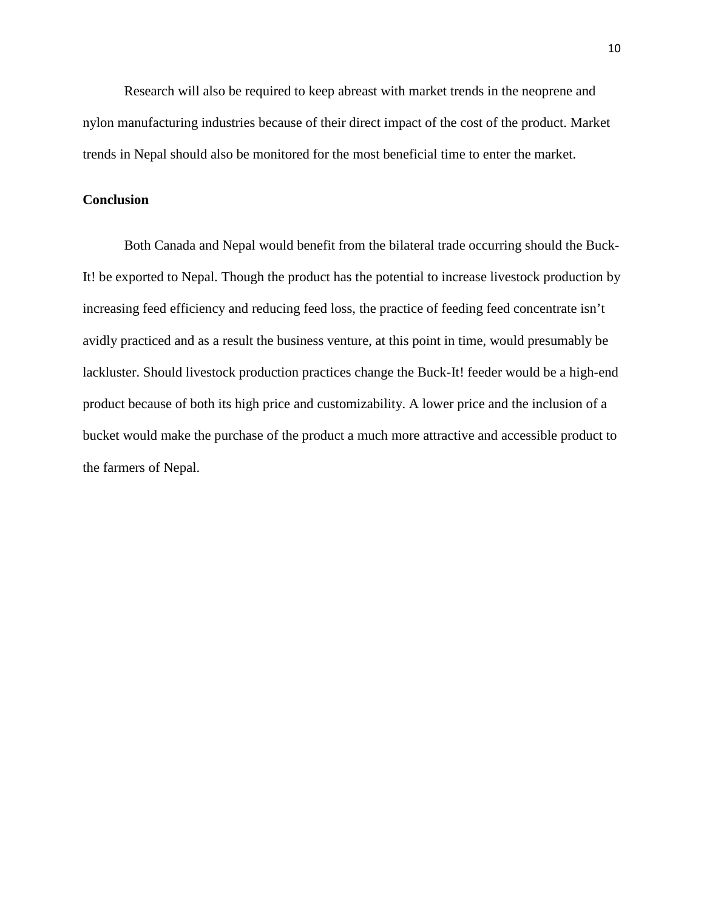Research will also be required to keep abreast with market trends in the neoprene and nylon manufacturing industries because of their direct impact of the cost of the product. Market trends in Nepal should also be monitored for the most beneficial time to enter the market.

## Conclusion

Both Canada and Nepal would benefit from the bilateral trade occurring should the Buck-It! be exported to Nepal. Though the product has the potential to increase livestock production by increasing feed efficiency and reducing feed loss, the practice of feeding feed concentrate isn't avidly practiced and as a result the business venture, at this point in time, would presumably be lackluster. Should livestock production practices change the Buck-It! feeder would be a high-end product because of both its high price and customizability. A lower price and the inclusion of a bucket would make the purchase of the product a much more attractive and accessible product to the farmers of Nepal.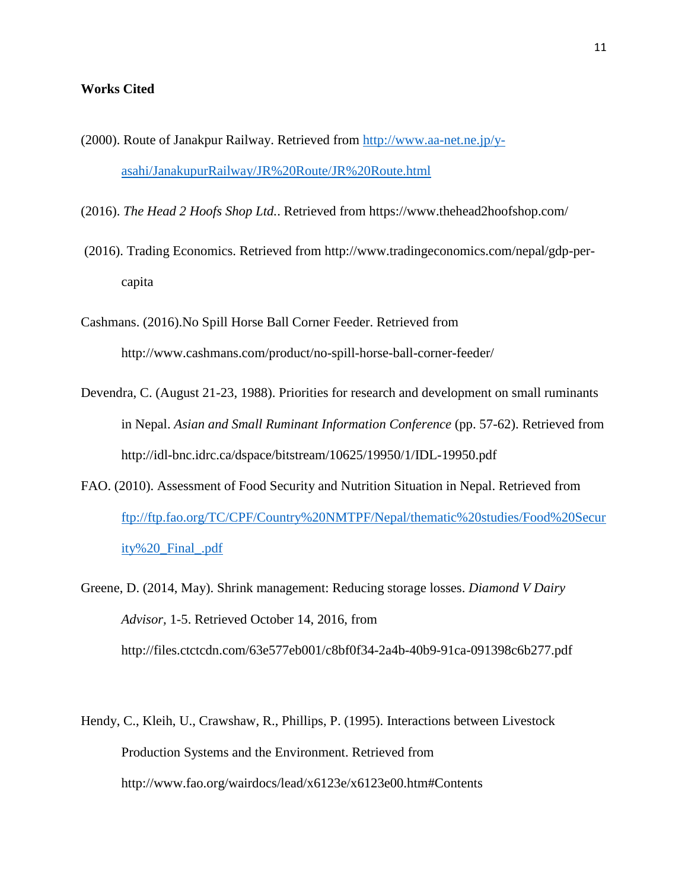**Works Cited**

(2000). Route of Janakpur Railway. Retrieved from http://www.aa-net.ne.jp/y-asahi/JanakupurRailway/JR%20Route/JR%20Route.html

(2016). *The Head 2 Hoofs Shop Ltd.*. Retrieved from https://www.thehead2hoofshop.com/

(2016). Trading Economics. Retrieved from http://www.tradingeconomics.com/nepal/gdp-per-capita

Cashmans. (2016).No Spill Horse Ball Corner Feeder. Retrieved from http://www.cashmans.com/product/no-spill-horse-ball-corner-feeder/

Devendra, C. (August 21-23, 1988). Priorities for research and development on small ruminants in Nepal. *Asian and Small Ruminant Information Conference* (pp. 57-62). Retrieved from http://idl-bnc.idrc.ca/dspace/bitstream/10625/19950/1/IDL-19950.pdf

FAO. (2010). Assessment of Food Security and Nutrition Situation in Nepal. Retrieved from ftp://ftp.fao.org/TC/CPF/Country%20NMTPF/Nepal/thematic%20studies/Food%20Security%20_Final_.pdf

Greene, D. (2014, May). Shrink management: Reducing storage losses. *Diamond V Dairy Advisor*, 1-5. Retrieved October 14, 2016, from http://files.ctctcdn.com/63e577eb001/c8bf0f34-2a4b-40b9-91ca-091398c6b277.pdf

Hendy, C., Kleih, U., Crawshaw, R., Phillips, P. (1995). Interactions between Livestock Production Systems and the Environment. Retrieved from http://www.fao.org/wairdocs/lead/x6123e/x6123e00.htm#Contents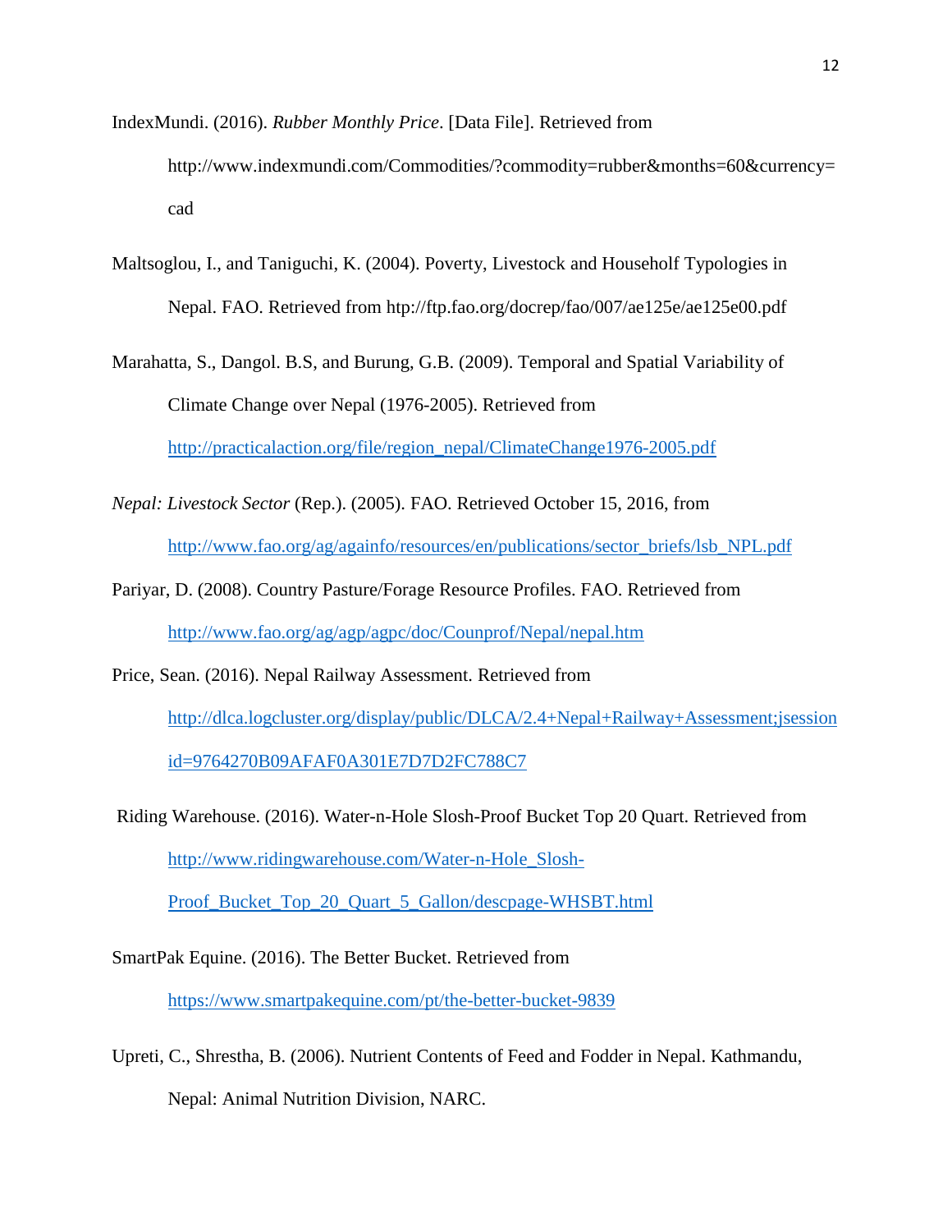IndexMundi. (2016). *Rubber Monthly Price*. [Data File]. Retrieved from http://www.indexmundi.com/Commodities/?commodity=rubber&months=60&currency=cad

Maltsoglou, I., and Taniguchi, K. (2004). Poverty, Livestock and Householf Typologies in Nepal. FAO. Retrieved from htp://ftp.fao.org/docrep/fao/007/ae125e/ae125e00.pdf

Marahatta, S., Dangol. B.S, and Burung, G.B. (2009). Temporal and Spatial Variability of Climate Change over Nepal (1976-2005). Retrieved from http://practicalaction.org/file/region_nepal/ClimateChange1976-2005.pdf

*Nepal: Livestock Sector* (Rep.). (2005). FAO. Retrieved October 15, 2016, from http://www.fao.org/ag/againfo/resources/en/publications/sector_briefs/lsb_NPL.pdf

Pariyar, D. (2008). Country Pasture/Forage Resource Profiles. FAO. Retrieved from http://www.fao.org/ag/agp/agpc/doc/Counprof/Nepal/nepal.htm

Price, Sean. (2016). Nepal Railway Assessment. Retrieved from http://dlca.logcluster.org/display/public/DLCA/2.4+Nepal+Railway+Assessment;jsessionid=9764270B09AFAF0A301E7D7D2FC788C7

Riding Warehouse. (2016). Water-n-Hole Slosh-Proof Bucket Top 20 Quart. Retrieved from http://www.ridingwarehouse.com/Water-n-Hole_Slosh-Proof_Bucket_Top_20_Quart_5_Gallon/descpage-WHSBT.html

SmartPak Equine. (2016). The Better Bucket. Retrieved from https://www.smartpakequine.com/pt/the-better-bucket-9839

Upreti, C., Shrestha, B. (2006). Nutrient Contents of Feed and Fodder in Nepal. Kathmandu, Nepal: Animal Nutrition Division, NARC.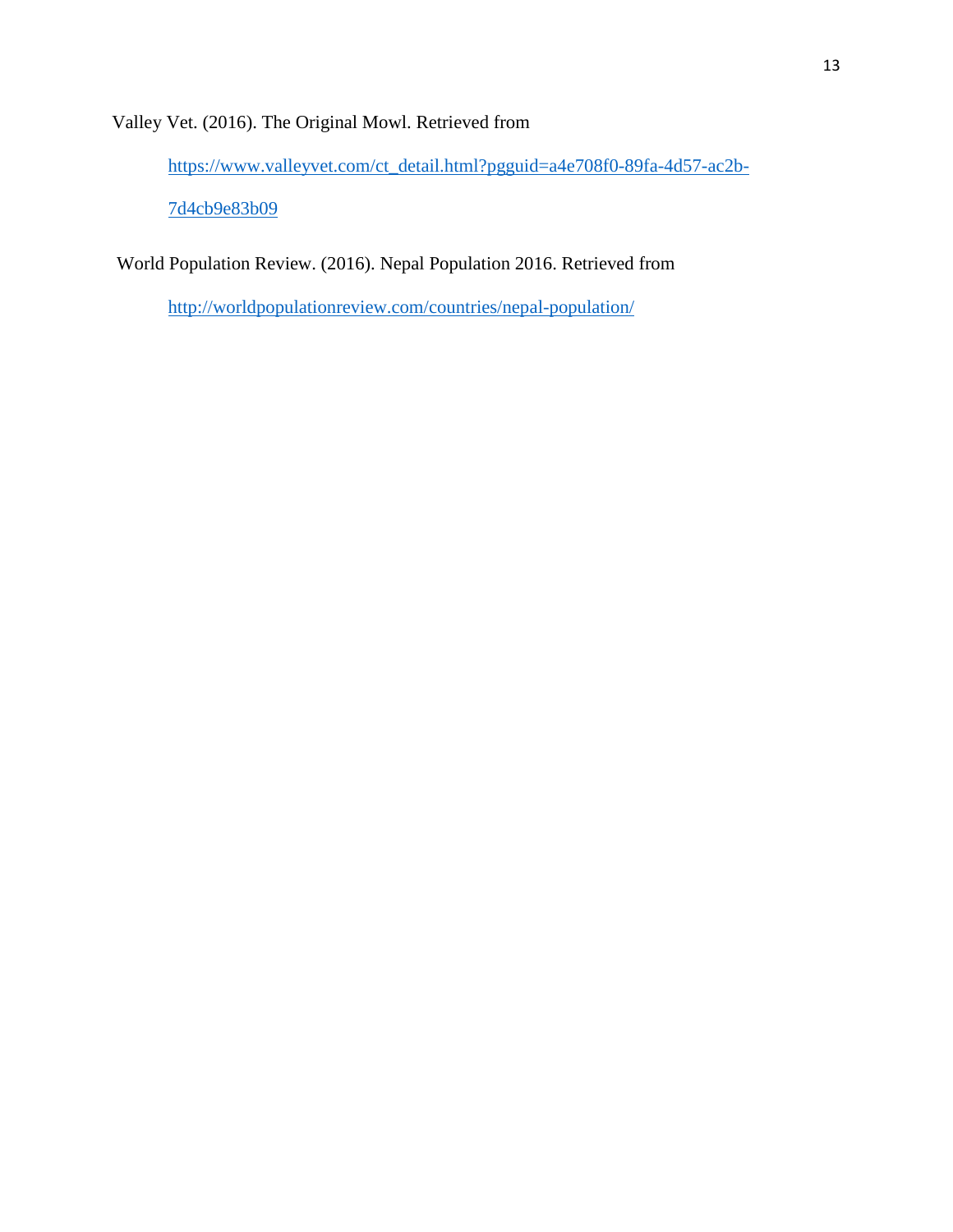Valley Vet. (2016). The Original Mowl. Retrieved from https://www.valleyvet.com/ct_detail.html?pgguid=a4e708f0-89fa-4d57-ac2b-7d4cb9e83b09

World Population Review. (2016). Nepal Population 2016. Retrieved from http://worldpopulationreview.com/countries/nepal-population/